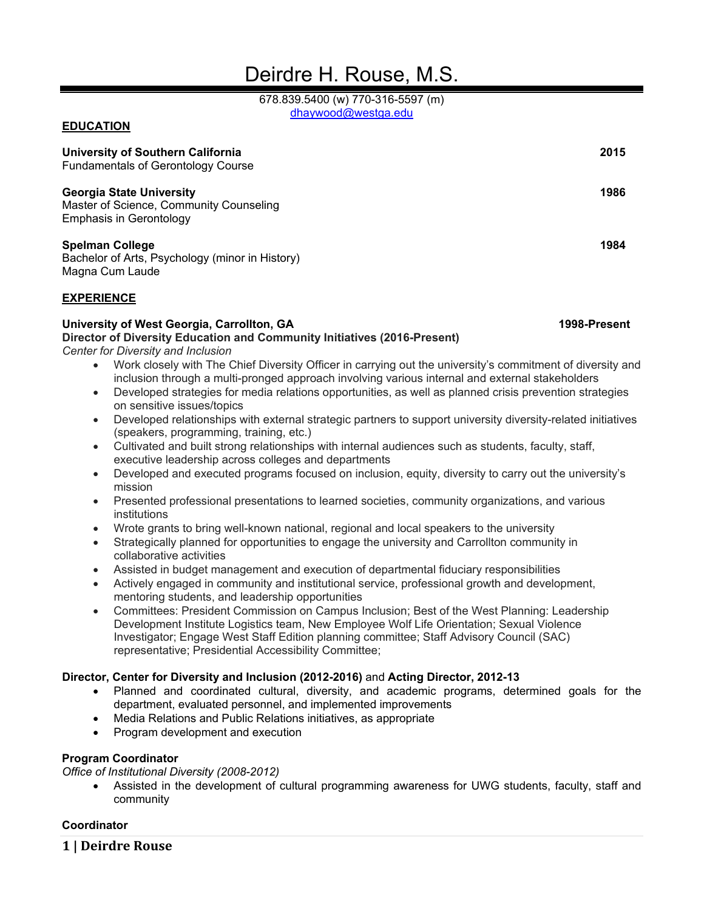# Deirdre H. Rouse, M.S.

678.839.5400 (w) 770-316-5597 (m)
dhaywood@westga.edu

## EDUCATION

**University of Southern California** — **2015**
Fundamentals of Gerontology Course

**Georgia State University** — **1986**
Master of Science, Community Counseling
Emphasis in Gerontology

**Spelman College** — **1984**
Bachelor of Arts, Psychology (minor in History)
Magna Cum Laude

## EXPERIENCE

**University of West Georgia, Carrollton, GA** — **1998-Present**
**Director of Diversity Education and Community Initiatives (2016-Present)**
*Center for Diversity and Inclusion*

- Work closely with The Chief Diversity Officer in carrying out the university's commitment of diversity and inclusion through a multi-pronged approach involving various internal and external stakeholders
- Developed strategies for media relations opportunities, as well as planned crisis prevention strategies on sensitive issues/topics
- Developed relationships with external strategic partners to support university diversity-related initiatives (speakers, programming, training, etc.)
- Cultivated and built strong relationships with internal audiences such as students, faculty, staff, executive leadership across colleges and departments
- Developed and executed programs focused on inclusion, equity, diversity to carry out the university's mission
- Presented professional presentations to learned societies, community organizations, and various institutions
- Wrote grants to bring well-known national, regional and local speakers to the university
- Strategically planned for opportunities to engage the university and Carrollton community in collaborative activities
- Assisted in budget management and execution of departmental fiduciary responsibilities
- Actively engaged in community and institutional service, professional growth and development, mentoring students, and leadership opportunities
- Committees: President Commission on Campus Inclusion; Best of the West Planning: Leadership Development Institute Logistics team, New Employee Wolf Life Orientation; Sexual Violence Investigator; Engage West Staff Edition planning committee; Staff Advisory Council (SAC) representative; Presidential Accessibility Committee;

**Director, Center for Diversity and Inclusion (2012-2016)** and **Acting Director, 2012-13**

- Planned and coordinated cultural, diversity, and academic programs, determined goals for the department, evaluated personnel, and implemented improvements
- Media Relations and Public Relations initiatives, as appropriate
- Program development and execution

**Program Coordinator**
*Office of Institutional Diversity (2008-2012)*

- Assisted in the development of cultural programming awareness for UWG students, faculty, staff and community

**Coordinator**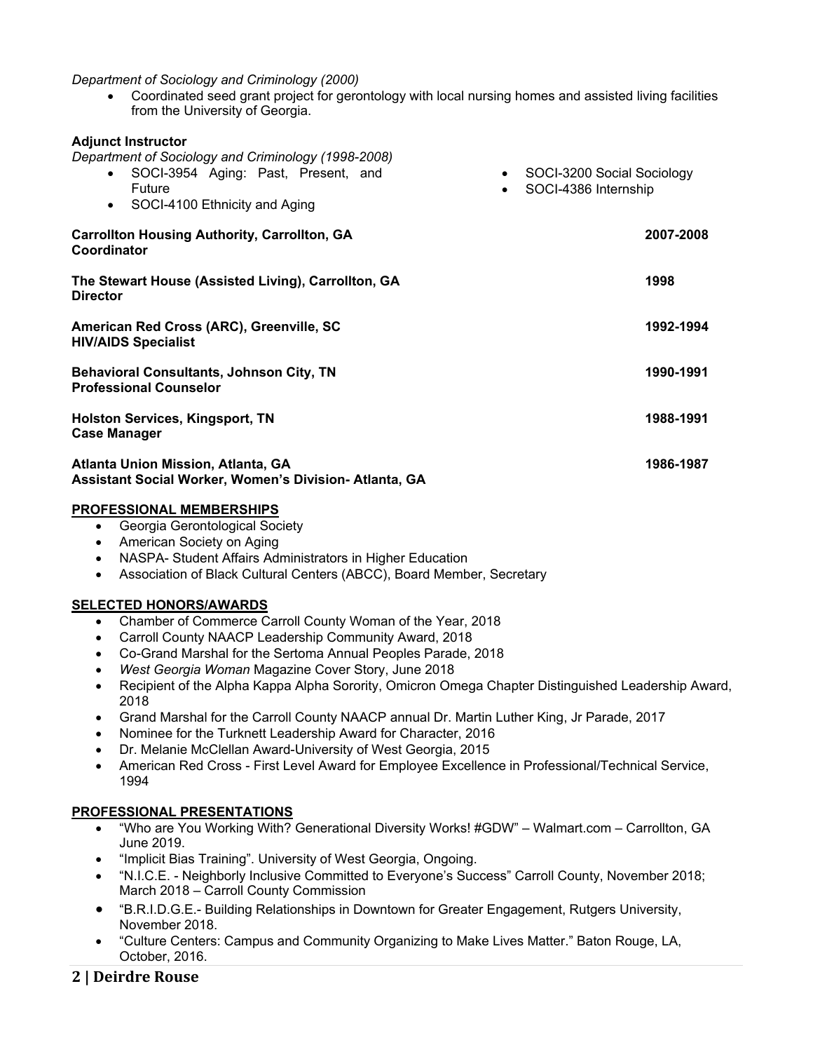*Department of Sociology and Criminology (2000)*

- Coordinated seed grant project for gerontology with local nursing homes and assisted living facilities from the University of Georgia.

**Adjunct Instructor**
*Department of Sociology and Criminology (1998-2008)*

- SOCI-3954 Aging: Past, Present, and Future
- SOCI-4100 Ethnicity and Aging
- SOCI-3200 Social Sociology
- SOCI-4386 Internship

**Carrollton Housing Authority, Carrollton, GA** — **2007-2008**
**Coordinator**

**The Stewart House (Assisted Living), Carrollton, GA** — **1998**
**Director**

**American Red Cross (ARC), Greenville, SC** — **1992-1994**
**HIV/AIDS Specialist**

**Behavioral Consultants, Johnson City, TN** — **1990-1991**
**Professional Counselor**

**Holston Services, Kingsport, TN** — **1988-1991**
**Case Manager**

**Atlanta Union Mission, Atlanta, GA** — **1986-1987**
**Assistant Social Worker, Women's Division- Atlanta, GA**

## PROFESSIONAL MEMBERSHIPS

- Georgia Gerontological Society
- American Society on Aging
- NASPA- Student Affairs Administrators in Higher Education
- Association of Black Cultural Centers (ABCC), Board Member, Secretary

## SELECTED HONORS/AWARDS

- Chamber of Commerce Carroll County Woman of the Year, 2018
- Carroll County NAACP Leadership Community Award, 2018
- Co-Grand Marshal for the Sertoma Annual Peoples Parade, 2018
- *West Georgia Woman* Magazine Cover Story, June 2018
- Recipient of the Alpha Kappa Alpha Sorority, Omicron Omega Chapter Distinguished Leadership Award, 2018
- Grand Marshal for the Carroll County NAACP annual Dr. Martin Luther King, Jr Parade, 2017
- Nominee for the Turknett Leadership Award for Character, 2016
- Dr. Melanie McClellan Award-University of West Georgia, 2015
- American Red Cross - First Level Award for Employee Excellence in Professional/Technical Service, 1994

## PROFESSIONAL PRESENTATIONS

- "Who are You Working With? Generational Diversity Works! #GDW" – Walmart.com – Carrollton, GA June 2019.
- "Implicit Bias Training". University of West Georgia, Ongoing.
- "N.I.C.E. - Neighborly Inclusive Committed to Everyone's Success" Carroll County, November 2018; March 2018 – Carroll County Commission
- "B.R.I.D.G.E.- Building Relationships in Downtown for Greater Engagement, Rutgers University, November 2018.
- "Culture Centers: Campus and Community Organizing to Make Lives Matter." Baton Rouge, LA, October, 2016.